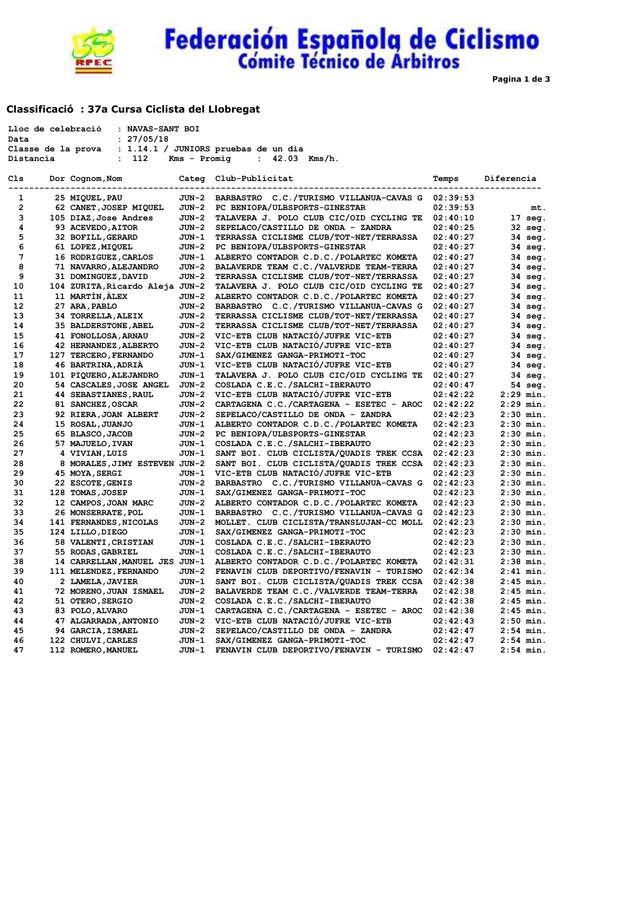# Federación Española de Ciclismo
## Cómite Técnico de Arbitros

### Classificació : 37a Cursa Ciclista del Llobregat

```
Lloc de celebració   : NAVAS-SANT BOI
Data                 : 27/05/18
Classe de la prova   : 1.14.1 / JUNIORS pruebas de un dia
Distancia            :  112    Kms - Promig     :  42.03  Kms/h.
```

| Cls | Dor | Cognom,Nom | Categ | Club-Publicitat | Temps | Diferencia |
|---|---|---|---|---|---|---|
| 1 | 25 | MIQUEL,PAU | JUN-2 | BARBASTRO C.C./TURISMO VILLANUA-CAVAS G | 02:39:53 | |
| 2 | 62 | CANET,JOSEP MIQUEL | JUN-2 | PC BENIOPA/ULBSPORTS-GINESTAR | 02:39:53 | mt. |
| 3 | 105 | DIAZ,Jose Andres | JUN-2 | TALAVERA J. POLO CLUB CIC/OID CYCLING TE | 02:40:10 | 17 seg. |
| 4 | 93 | ACEVEDO,AITOR | JUN-2 | SEPELACO/CASTILLO DE ONDA - ZANDRA | 02:40:25 | 32 seg. |
| 5 | 32 | BOFILL,GERARD | JUN-1 | TERRASSA CICLISME CLUB/TOT-NET/TERRASSA | 02:40:27 | 34 seg. |
| 6 | 61 | LOPEZ,MIQUEL | JUN-2 | PC BENIOPA/ULBSPORTS-GINESTAR | 02:40:27 | 34 seg. |
| 7 | 16 | RODRIGUEZ,CARLOS | JUN-1 | ALBERTO CONTADOR C.D.C./POLARTEC KOMETA | 02:40:27 | 34 seg. |
| 8 | 71 | NAVARRO,ALEJANDRO | JUN-2 | BALAVERDE TEAM C.C./VALVERDE TEAM-TERRA | 02:40:27 | 34 seg. |
| 9 | 31 | DOMINGUEZ,DAVID | JUN-2 | TERRASSA CICLISME CLUB/TOT-NET/TERRASSA | 02:40:27 | 34 seg. |
| 10 | 104 | ZURITA,Ricardo Aleja | JUN-2 | TALAVERA J. POLO CLUB CIC/OID CYCLING TE | 02:40:27 | 34 seg. |
| 11 | 11 | MARTÍN,ÀLEX | JUN-2 | ALBERTO CONTADOR C.D.C./POLARTEC KOMETA | 02:40:27 | 34 seg. |
| 12 | 27 | ARA,PABLO | JUN-2 | BARBASTRO C.C./TURISMO VILLANUA-CAVAS G | 02:40:27 | 34 seg. |
| 13 | 34 | TORRELLA,ALEIX | JUN-2 | TERRASSA CICLISME CLUB/TOT-NET/TERRASSA | 02:40:27 | 34 seg. |
| 14 | 35 | BALDERSTONE,ABEL | JUN-2 | TERRASSA CICLISME CLUB/TOT-NET/TERRASSA | 02:40:27 | 34 seg. |
| 15 | 41 | FONOLLOSA,ARNAU | JUN-2 | VIC-ETB CLUB NATACIÓ/JUFRE VIC-ETB | 02:40:27 | 34 seg. |
| 16 | 42 | HERNANDEZ,ALBERTO | JUN-2 | VIC-ETB CLUB NATACIÓ/JUFRE VIC-ETB | 02:40:27 | 34 seg. |
| 17 | 127 | TERCERO,FERNANDO | JUN-1 | SAX/GIMENEZ GANGA-PRIMOTI-TOC | 02:40:27 | 34 seg. |
| 18 | 46 | BARTRINA,ADRIÀ | JUN-1 | VIC-ETB CLUB NATACIÓ/JUFRE VIC-ETB | 02:40:27 | 34 seg. |
| 19 | 101 | PIQUERO,ALEJANDRO | JUN-1 | TALAVERA J. POLO CLUB CIC/OID CYCLING TE | 02:40:27 | 34 seg. |
| 20 | 54 | CASCALES,JOSE ANGEL | JUN-2 | COSLADA C.E.C./SALCHI-IBERAUTO | 02:40:47 | 54 seg. |
| 21 | 44 | SEBASTIANES,RAUL | JUN-2 | VIC-ETB CLUB NATACIÓ/JUFRE VIC-ETB | 02:42:22 | 2:29 min. |
| 22 | 81 | SANCHEZ,OSCAR | JUN-2 | CARTAGENA C.C./CARTAGENA - ESETEC - AROC | 02:42:22 | 2:29 min. |
| 23 | 92 | RIERA,JOAN ALBERT | JUN-2 | SEPELACO/CASTILLO DE ONDA - ZANDRA | 02:42:23 | 2:30 min. |
| 24 | 15 | ROSAL,JUANJO | JUN-1 | ALBERTO CONTADOR C.D.C./POLARTEC KOMETA | 02:42:23 | 2:30 min. |
| 25 | 65 | BLASCO,JACOB | JUN-2 | PC BENIOPA/ULBSPORTS-GINESTAR | 02:42:23 | 2:30 min. |
| 26 | 57 | MAJUELO,IVAN | JUN-1 | COSLADA C.E.C./SALCHI-IBERAUTO | 02:42:23 | 2:30 min. |
| 27 | 4 | VIVIAN,LUIS | JUN-1 | SANT BOI. CLUB CICLISTA/QUADIS TREK CCSA | 02:42:23 | 2:30 min. |
| 28 | 8 | MORALES,JIMY ESTEVEN | JUN-2 | SANT BOI. CLUB CICLISTA/QUADIS TREK CCSA | 02:42:23 | 2:30 min. |
| 29 | 45 | MOYA,SERGI | JUN-1 | VIC-ETB CLUB NATACIÓ/JUFRE VIC-ETB | 02:42:23 | 2:30 min. |
| 30 | 22 | ESCOTE,GENIS | JUN-2 | BARBASTRO C.C./TURISMO VILLANUA-CAVAS G | 02:42:23 | 2:30 min. |
| 31 | 128 | TOMAS,JOSEP | JUN-1 | SAX/GIMENEZ GANGA-PRIMOTI-TOC | 02:42:23 | 2:30 min. |
| 32 | 12 | CAMPOS,JOAN MARC | JUN-2 | ALBERTO CONTADOR C.D.C./POLARTEC KOMETA | 02:42:23 | 2:30 min. |
| 33 | 26 | MONSERRATE,POL | JUN-1 | BARBASTRO C.C./TURISMO VILLANUA-CAVAS G | 02:42:23 | 2:30 min. |
| 34 | 141 | FERNANDES,NICOLAS | JUN-2 | MOLLET. CLUB CICLISTA/TRANSLUJAN-CC MOLL | 02:42:23 | 2:30 min. |
| 35 | 124 | LILLO,DIEGO | JUN-1 | SAX/GIMENEZ GANGA-PRIMOTI-TOC | 02:42:23 | 2:30 min. |
| 36 | 58 | VALENTI,CRISTIAN | JUN-1 | COSLADA C.E.C./SALCHI-IBERAUTO | 02:42:23 | 2:30 min. |
| 37 | 55 | RODAS,GABRIEL | JUN-1 | COSLADA C.E.C./SALCHI-IBERAUTO | 02:42:23 | 2:30 min. |
| 38 | 14 | CARRELLAN,MANUEL JES | JUN-1 | ALBERTO CONTADOR C.D.C./POLARTEC KOMETA | 02:42:31 | 2:38 min. |
| 39 | 111 | MELENDEZ,FERNANDO | JUN-2 | FENAVIN CLUB DEPORTIVO/FENAVIN - TURISMO | 02:42:34 | 2:41 min. |
| 40 | 2 | LAMELA,JAVIER | JUN-1 | SANT BOI. CLUB CICLISTA/QUADIS TREK CCSA | 02:42:38 | 2:45 min. |
| 41 | 72 | MORENO,JUAN ISMAEL | JUN-2 | BALAVERDE TEAM C.C./VALVERDE TEAM-TERRA | 02:42:38 | 2:45 min. |
| 42 | 51 | OTERO,SERGIO | JUN-2 | COSLADA C.E.C./SALCHI-IBERAUTO | 02:42:38 | 2:45 min. |
| 43 | 83 | POLO,ALVARO | JUN-1 | CARTAGENA C.C./CARTAGENA - ESETEC - AROC | 02:42:38 | 2:45 min. |
| 44 | 47 | ALGARRADA,ANTONIO | JUN-2 | VIC-ETB CLUB NATACIÓ/JUFRE VIC-ETB | 02:42:43 | 2:50 min. |
| 45 | 94 | GARCIA,ISMAEL | JUN-2 | SEPELACO/CASTILLO DE ONDA - ZANDRA | 02:42:47 | 2:54 min. |
| 46 | 122 | CHULVI,CARLES | JUN-1 | SAX/GIMENEZ GANGA-PRIMOTI-TOC | 02:42:47 | 2:54 min. |
| 47 | 112 | ROMERO,MANUEL | JUN-1 | FENAVIN CLUB DEPORTIVO/FENAVIN - TURISMO | 02:42:47 | 2:54 min. |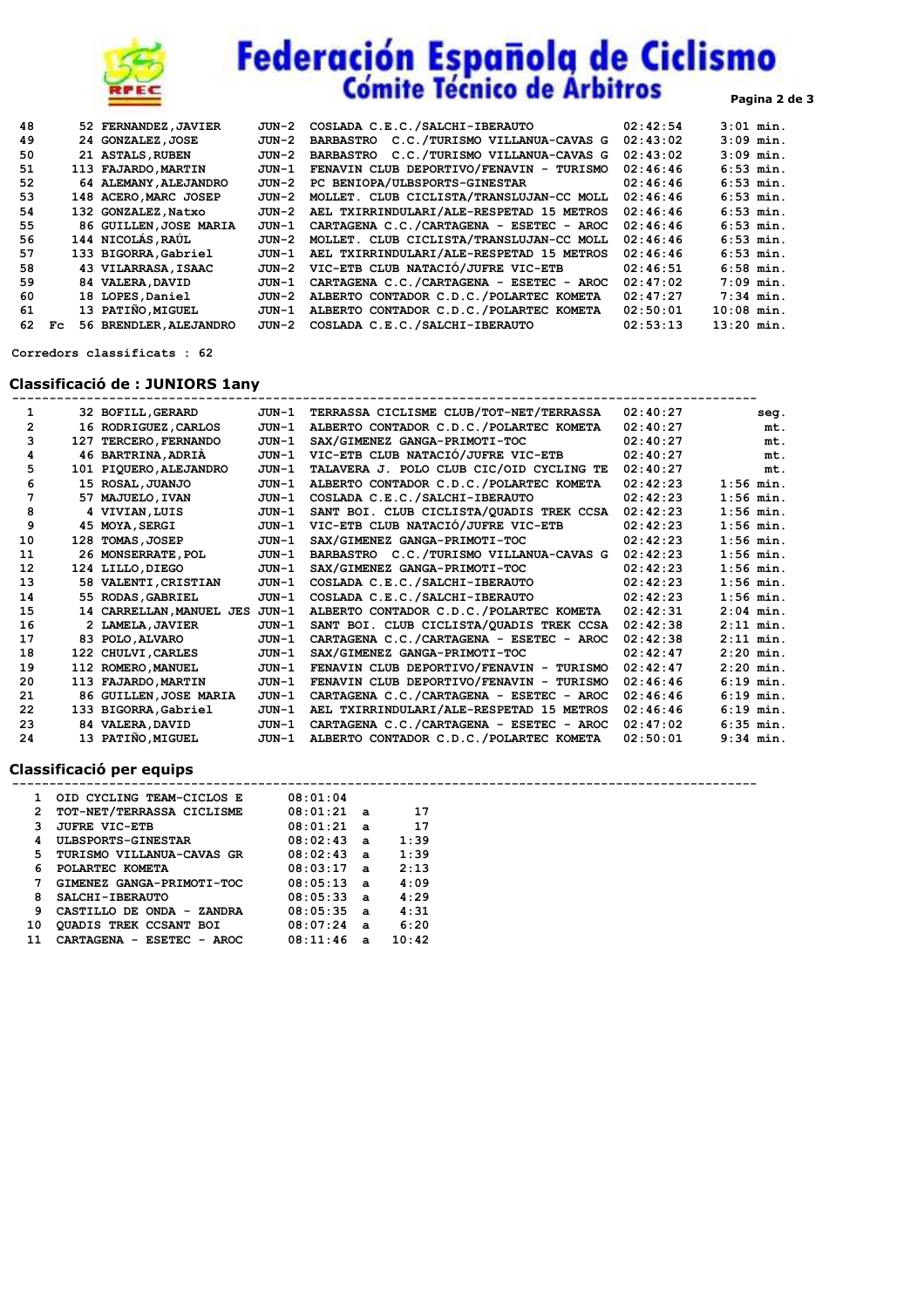| | | | | | | |
|---|---|---|---|---|---|---|
| 48 | | 52 | FERNANDEZ,JAVIER | JUN-2 | COSLADA C.E.C./SALCHI-IBERAUTO | 02:42:54 | 3:01 min. |
| 49 | | 24 | GONZALEZ,JOSE | JUN-2 | BARBASTRO C.C./TURISMO VILLANUA-CAVAS G | 02:43:02 | 3:09 min. |
| 50 | | 21 | ASTALS,RUBEN | JUN-2 | BARBASTRO C.C./TURISMO VILLANUA-CAVAS G | 02:43:02 | 3:09 min. |
| 51 | | 113 | FAJARDO,MARTIN | JUN-1 | FENAVIN CLUB DEPORTIVO/FENAVIN - TURISMO | 02:46:46 | 6:53 min. |
| 52 | | 64 | ALEMANY,ALEJANDRO | JUN-2 | PC BENIOPA/ULBSPORTS-GINESTAR | 02:46:46 | 6:53 min. |
| 53 | | 148 | ACERO,MARC JOSEP | JUN-2 | MOLLET. CLUB CICLISTA/TRANSLUJAN-CC MOLL | 02:46:46 | 6:53 min. |
| 54 | | 132 | GONZALEZ,Natxo | JUN-2 | AEL TXIRRINDULARI/ALE-RESPETAD 15 METROS | 02:46:46 | 6:53 min. |
| 55 | | 86 | GUILLEN,JOSE MARIA | JUN-1 | CARTAGENA C.C./CARTAGENA - ESETEC - AROC | 02:46:46 | 6:53 min. |
| 56 | | 144 | NICOLÁS,RAÚL | JUN-2 | MOLLET. CLUB CICLISTA/TRANSLUJAN-CC MOLL | 02:46:46 | 6:53 min. |
| 57 | | 133 | BIGORRA,Gabriel | JUN-1 | AEL TXIRRINDULARI/ALE-RESPETAD 15 METROS | 02:46:46 | 6:53 min. |
| 58 | | 43 | VILARRASA,ISAAC | JUN-2 | VIC-ETB CLUB NATACIÓ/JUFRE VIC-ETB | 02:46:51 | 6:58 min. |
| 59 | | 84 | VALERA,DAVID | JUN-1 | CARTAGENA C.C./CARTAGENA - ESETEC - AROC | 02:47:02 | 7:09 min. |
| 60 | | 18 | LOPES,Daniel | JUN-2 | ALBERTO CONTADOR C.D.C./POLARTEC KOMETA | 02:47:27 | 7:34 min. |
| 61 | | 13 | PATIÑO,MIGUEL | JUN-1 | ALBERTO CONTADOR C.D.C./POLARTEC KOMETA | 02:50:01 | 10:08 min. |
| 62 | Fc | 56 | BRENDLER,ALEJANDRO | JUN-2 | COSLADA C.E.C./SALCHI-IBERAUTO | 02:53:13 | 13:20 min. |

**Corredors classificats : 62**

## Classificació de : JUNIORS 1any

| | | | | | | |
|---|---|---|---|---|---|---|
| 1 | 32 | BOFILL,GERARD | JUN-1 | TERRASSA CICLISME CLUB/TOT-NET/TERRASSA | 02:40:27 | seg. |
| 2 | 16 | RODRIGUEZ,CARLOS | JUN-1 | ALBERTO CONTADOR C.D.C./POLARTEC KOMETA | 02:40:27 | mt. |
| 3 | 127 | TERCERO,FERNANDO | JUN-1 | SAX/GIMENEZ GANGA-PRIMOTI-TOC | 02:40:27 | mt. |
| 4 | 46 | BARTRINA,ADRIÀ | JUN-1 | VIC-ETB CLUB NATACIÓ/JUFRE VIC-ETB | 02:40:27 | mt. |
| 5 | 101 | PIQUERO,ALEJANDRO | JUN-1 | TALAVERA J. POLO CLUB CIC/OID CYCLING TE | 02:40:27 | mt. |
| 6 | 15 | ROSAL,JUANJO | JUN-1 | ALBERTO CONTADOR C.D.C./POLARTEC KOMETA | 02:42:23 | 1:56 min. |
| 7 | 57 | MAJUELO,IVAN | JUN-1 | COSLADA C.E.C./SALCHI-IBERAUTO | 02:42:23 | 1:56 min. |
| 8 | 4 | VIVIAN,LUIS | JUN-1 | SANT BOI. CLUB CICLISTA/QUADIS TREK CCSA | 02:42:23 | 1:56 min. |
| 9 | 45 | MOYA,SERGI | JUN-1 | VIC-ETB CLUB NATACIÓ/JUFRE VIC-ETB | 02:42:23 | 1:56 min. |
| 10 | 128 | TOMAS,JOSEP | JUN-1 | SAX/GIMENEZ GANGA-PRIMOTI-TOC | 02:42:23 | 1:56 min. |
| 11 | 26 | MONSERRATE,POL | JUN-1 | BARBASTRO C.C./TURISMO VILLANUA-CAVAS G | 02:42:23 | 1:56 min. |
| 12 | 124 | LILLO,DIEGO | JUN-1 | SAX/GIMENEZ GANGA-PRIMOTI-TOC | 02:42:23 | 1:56 min. |
| 13 | 58 | VALENTI,CRISTIAN | JUN-1 | COSLADA C.E.C./SALCHI-IBERAUTO | 02:42:23 | 1:56 min. |
| 14 | 55 | RODAS,GABRIEL | JUN-1 | COSLADA C.E.C./SALCHI-IBERAUTO | 02:42:23 | 1:56 min. |
| 15 | 14 | CARRELLAN,MANUEL JES | JUN-1 | ALBERTO CONTADOR C.D.C./POLARTEC KOMETA | 02:42:31 | 2:04 min. |
| 16 | 2 | LAMELA,JAVIER | JUN-1 | SANT BOI. CLUB CICLISTA/QUADIS TREK CCSA | 02:42:38 | 2:11 min. |
| 17 | 83 | POLO,ALVARO | JUN-1 | CARTAGENA C.C./CARTAGENA - ESETEC - AROC | 02:42:38 | 2:11 min. |
| 18 | 122 | CHULVI,CARLES | JUN-1 | SAX/GIMENEZ GANGA-PRIMOTI-TOC | 02:42:47 | 2:20 min. |
| 19 | 112 | ROMERO,MANUEL | JUN-1 | FENAVIN CLUB DEPORTIVO/FENAVIN - TURISMO | 02:42:47 | 2:20 min. |
| 20 | 113 | FAJARDO,MARTIN | JUN-1 | FENAVIN CLUB DEPORTIVO/FENAVIN - TURISMO | 02:46:46 | 6:19 min. |
| 21 | 86 | GUILLEN,JOSE MARIA | JUN-1 | CARTAGENA C.C./CARTAGENA - ESETEC - AROC | 02:46:46 | 6:19 min. |
| 22 | 133 | BIGORRA,Gabriel | JUN-1 | AEL TXIRRINDULARI/ALE-RESPETAD 15 METROS | 02:46:46 | 6:19 min. |
| 23 | 84 | VALERA,DAVID | JUN-1 | CARTAGENA C.C./CARTAGENA - ESETEC - AROC | 02:47:02 | 6:35 min. |
| 24 | 13 | PATIÑO,MIGUEL | JUN-1 | ALBERTO CONTADOR C.D.C./POLARTEC KOMETA | 02:50:01 | 9:34 min. |

## Classificació per equips

| | | | | |
|---|---|---|---|---|
| 1 | OID CYCLING TEAM-CICLOS E | 08:01:04 | | |
| 2 | TOT-NET/TERRASSA CICLISME | 08:01:21 | a | 17 |
| 3 | JUFRE VIC-ETB | 08:01:21 | a | 17 |
| 4 | ULBSPORTS-GINESTAR | 08:02:43 | a | 1:39 |
| 5 | TURISMO VILLANUA-CAVAS GR | 08:02:43 | a | 1:39 |
| 6 | POLARTEC KOMETA | 08:03:17 | a | 2:13 |
| 7 | GIMENEZ GANGA-PRIMOTI-TOC | 08:05:13 | a | 4:09 |
| 8 | SALCHI-IBERAUTO | 08:05:33 | a | 4:29 |
| 9 | CASTILLO DE ONDA - ZANDRA | 08:05:35 | a | 4:31 |
| 10 | QUADIS TREK CCSANT BOI | 08:07:24 | a | 6:20 |
| 11 | CARTAGENA - ESETEC - AROC | 08:11:46 | a | 10:42 |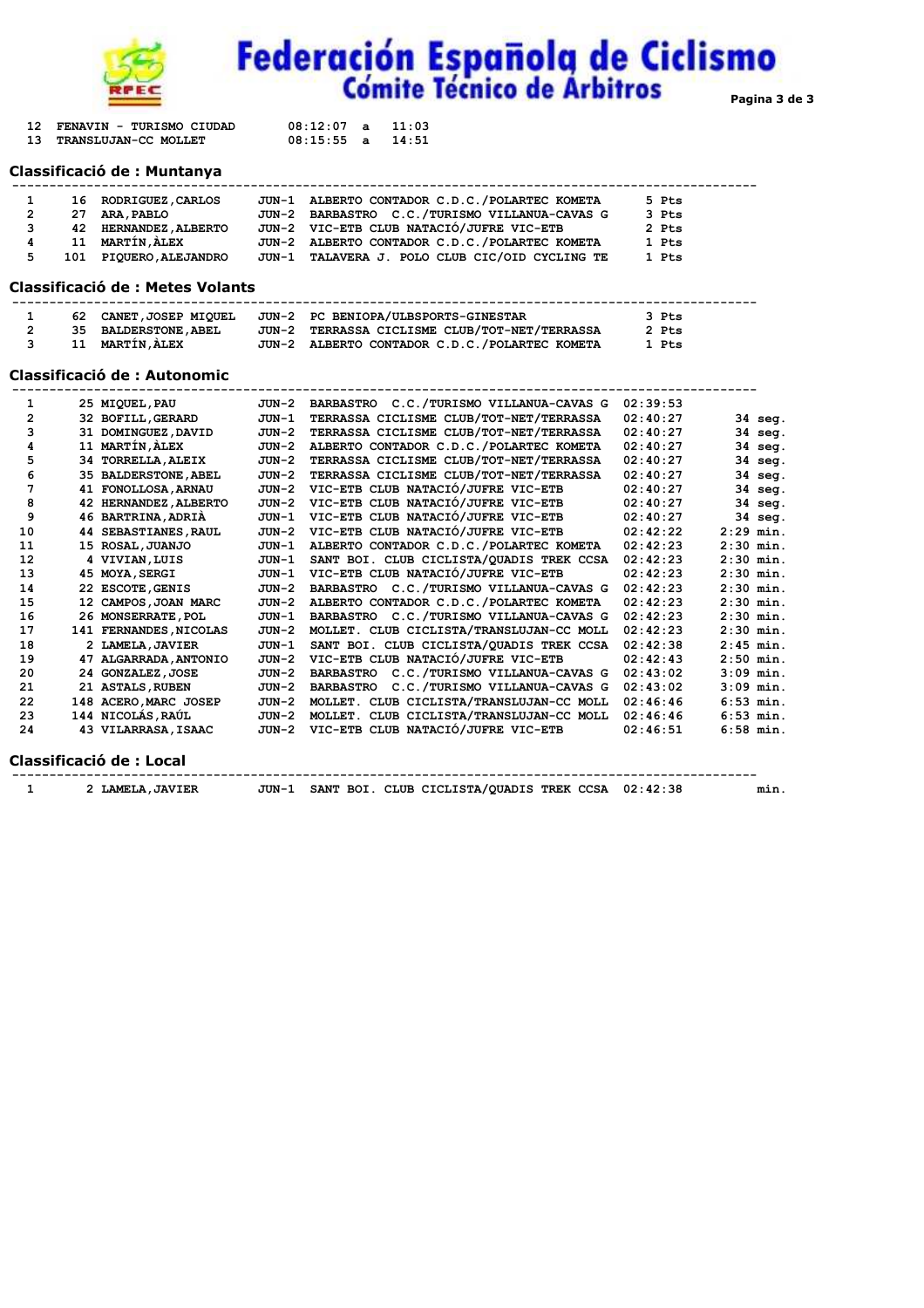| | | | | |
|---|---|---|---|---|
| 12 | FENAVIN - TURISMO CIUDAD | 08:12:07 | a | 11:03 |
| 13 | TRANSLUJAN-CC MOLLET | 08:15:55 | a | 14:51 |

## Classificació de : Muntanya

| | | | | | |
|---|---|---|---|---|---|
| 1 | 16 | RODRIGUEZ, CARLOS | JUN-1 | ALBERTO CONTADOR C.D.C./POLARTEC KOMETA | 5 Pts |
| 2 | 27 | ARA, PABLO | JUN-2 | BARBASTRO C.C./TURISMO VILLANUA-CAVAS G | 3 Pts |
| 3 | 42 | HERNANDEZ, ALBERTO | JUN-2 | VIC-ETB CLUB NATACIÓ/JUFRE VIC-ETB | 2 Pts |
| 4 | 11 | MARTÍN, ÀLEX | JUN-2 | ALBERTO CONTADOR C.D.C./POLARTEC KOMETA | 1 Pts |
| 5 | 101 | PIQUERO, ALEJANDRO | JUN-1 | TALAVERA J. POLO CLUB CIC/OID CYCLING TE | 1 Pts |

## Classificació de : Metes Volants

| | | | | | |
|---|---|---|---|---|---|
| 1 | 62 | CANET, JOSEP MIQUEL | JUN-2 | PC BENIOPA/ULBSPORTS-GINESTAR | 3 Pts |
| 2 | 35 | BALDERSTONE, ABEL | JUN-2 | TERRASSA CICLISME CLUB/TOT-NET/TERRASSA | 2 Pts |
| 3 | 11 | MARTÍN, ÀLEX | JUN-2 | ALBERTO CONTADOR C.D.C./POLARTEC KOMETA | 1 Pts |

## Classificació de : Autonomic

| | | | | | | |
|---|---|---|---|---|---|---|
| 1 | 25 | MIQUEL, PAU | JUN-2 | BARBASTRO C.C./TURISMO VILLANUA-CAVAS G | 02:39:53 | |
| 2 | 32 | BOFILL, GERARD | JUN-1 | TERRASSA CICLISME CLUB/TOT-NET/TERRASSA | 02:40:27 | 34 seg. |
| 3 | 31 | DOMINGUEZ, DAVID | JUN-2 | TERRASSA CICLISME CLUB/TOT-NET/TERRASSA | 02:40:27 | 34 seg. |
| 4 | 11 | MARTÍN, ÀLEX | JUN-2 | ALBERTO CONTADOR C.D.C./POLARTEC KOMETA | 02:40:27 | 34 seg. |
| 5 | 34 | TORRELLA, ALEIX | JUN-2 | TERRASSA CICLISME CLUB/TOT-NET/TERRASSA | 02:40:27 | 34 seg. |
| 6 | 35 | BALDERSTONE, ABEL | JUN-2 | TERRASSA CICLISME CLUB/TOT-NET/TERRASSA | 02:40:27 | 34 seg. |
| 7 | 41 | FONOLLOSA, ARNAU | JUN-2 | VIC-ETB CLUB NATACIÓ/JUFRE VIC-ETB | 02:40:27 | 34 seg. |
| 8 | 42 | HERNANDEZ, ALBERTO | JUN-2 | VIC-ETB CLUB NATACIÓ/JUFRE VIC-ETB | 02:40:27 | 34 seg. |
| 9 | 46 | BARTRINA, ADRIÀ | JUN-1 | VIC-ETB CLUB NATACIÓ/JUFRE VIC-ETB | 02:40:27 | 34 seg. |
| 10 | 44 | SEBASTIANES, RAUL | JUN-2 | VIC-ETB CLUB NATACIÓ/JUFRE VIC-ETB | 02:42:22 | 2:29 min. |
| 11 | 15 | ROSAL, JUANJO | JUN-1 | ALBERTO CONTADOR C.D.C./POLARTEC KOMETA | 02:42:23 | 2:30 min. |
| 12 | 4 | VIVIAN, LUIS | JUN-1 | SANT BOI. CLUB CICLISTA/QUADIS TREK CCSA | 02:42:23 | 2:30 min. |
| 13 | 45 | MOYA, SERGI | JUN-1 | VIC-ETB CLUB NATACIÓ/JUFRE VIC-ETB | 02:42:23 | 2:30 min. |
| 14 | 22 | ESCOTE, GENIS | JUN-2 | BARBASTRO C.C./TURISMO VILLANUA-CAVAS G | 02:42:23 | 2:30 min. |
| 15 | 12 | CAMPOS, JOAN MARC | JUN-2 | ALBERTO CONTADOR C.D.C./POLARTEC KOMETA | 02:42:23 | 2:30 min. |
| 16 | 26 | MONSERRATE, POL | JUN-1 | BARBASTRO C.C./TURISMO VILLANUA-CAVAS G | 02:42:23 | 2:30 min. |
| 17 | 141 | FERNANDES, NICOLAS | JUN-2 | MOLLET. CLUB CICLISTA/TRANSLUJAN-CC MOLL | 02:42:23 | 2:30 min. |
| 18 | 2 | LAMELA, JAVIER | JUN-1 | SANT BOI. CLUB CICLISTA/QUADIS TREK CCSA | 02:42:38 | 2:45 min. |
| 19 | 47 | ALGARRADA, ANTONIO | JUN-2 | VIC-ETB CLUB NATACIÓ/JUFRE VIC-ETB | 02:42:43 | 2:50 min. |
| 20 | 24 | GONZALEZ, JOSE | JUN-2 | BARBASTRO C.C./TURISMO VILLANUA-CAVAS G | 02:43:02 | 3:09 min. |
| 21 | 21 | ASTALS, RUBEN | JUN-2 | BARBASTRO C.C./TURISMO VILLANUA-CAVAS G | 02:43:02 | 3:09 min. |
| 22 | 148 | ACERO, MARC JOSEP | JUN-2 | MOLLET. CLUB CICLISTA/TRANSLUJAN-CC MOLL | 02:46:46 | 6:53 min. |
| 23 | 144 | NICOLÁS, RAÚL | JUN-2 | MOLLET. CLUB CICLISTA/TRANSLUJAN-CC MOLL | 02:46:46 | 6:53 min. |
| 24 | 43 | VILARRASA, ISAAC | JUN-2 | VIC-ETB CLUB NATACIÓ/JUFRE VIC-ETB | 02:46:51 | 6:58 min. |

## Classificació de : Local

| | | | | | | |
|---|---|---|---|---|---|---|
| 1 | 2 | LAMELA, JAVIER | JUN-1 | SANT BOI. CLUB CICLISTA/QUADIS TREK CCSA | 02:42:38 | min. |